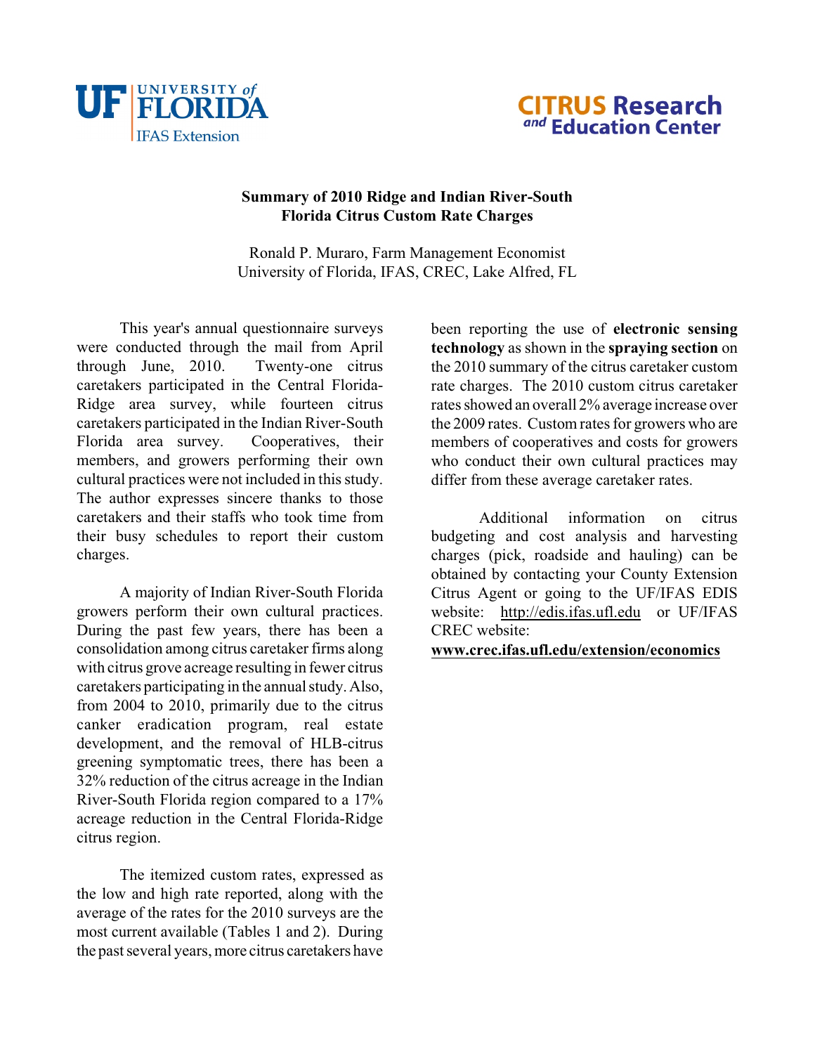UF UNIVERSITY of FLORIDA
IFAS Extension

CITRUS Research and Education Center

# Summary of 2010 Ridge and Indian River-South Florida Citrus Custom Rate Charges

Ronald P. Muraro, Farm Management Economist
University of Florida, IFAS, CREC, Lake Alfred, FL

This year's annual questionnaire surveys were conducted through the mail from April through June, 2010. Twenty-one citrus caretakers participated in the Central Florida-Ridge area survey, while fourteen citrus caretakers participated in the Indian River-South Florida area survey. Cooperatives, their members, and growers performing their own cultural practices were not included in this study. The author expresses sincere thanks to those caretakers and their staffs who took time from their busy schedules to report their custom charges.

A majority of Indian River-South Florida growers perform their own cultural practices. During the past few years, there has been a consolidation among citrus caretaker firms along with citrus grove acreage resulting in fewer citrus caretakers participating in the annual study. Also, from 2004 to 2010, primarily due to the citrus canker eradication program, real estate development, and the removal of HLB-citrus greening symptomatic trees, there has been a 32% reduction of the citrus acreage in the Indian River-South Florida region compared to a 17% acreage reduction in the Central Florida-Ridge citrus region.

The itemized custom rates, expressed as the low and high rate reported, along with the average of the rates for the 2010 surveys are the most current available (Tables 1 and 2). During the past several years, more citrus caretakers have been reporting the use of **electronic sensing technology** as shown in the **spraying section** on the 2010 summary of the citrus caretaker custom rate charges. The 2010 custom citrus caretaker rates showed an overall 2% average increase over the 2009 rates. Custom rates for growers who are members of cooperatives and costs for growers who conduct their own cultural practices may differ from these average caretaker rates.

Additional information on citrus budgeting and cost analysis and harvesting charges (pick, roadside and hauling) can be obtained by contacting your County Extension Citrus Agent or going to the UF/IFAS EDIS website: http://edis.ifas.ufl.edu or UF/IFAS CREC website:
**www.crec.ifas.ufl.edu/extension/economics**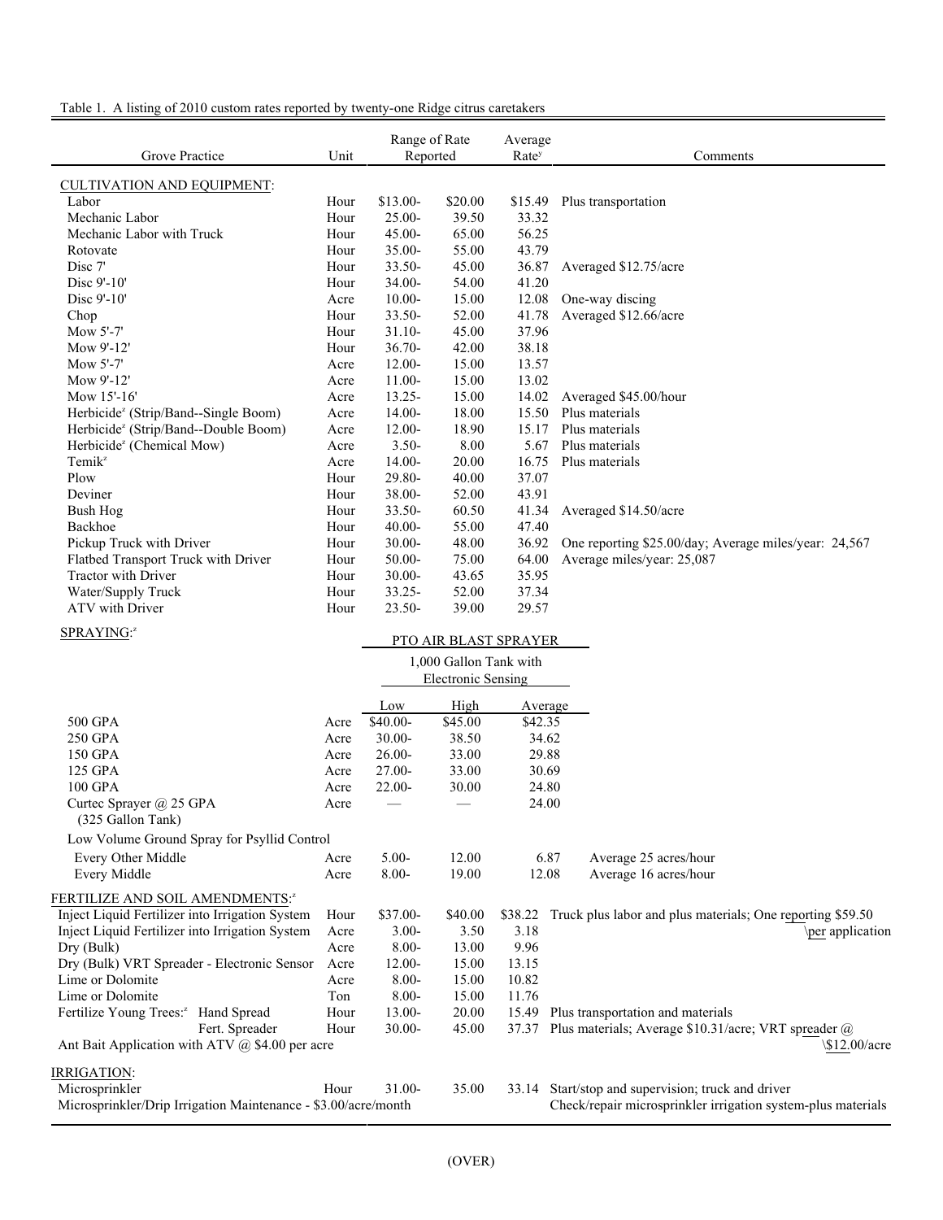Table 1. A listing of 2010 custom rates reported by twenty-one Ridge citrus caretakers

| Grove Practice | Unit | Range of Rate Reported | | Average Rate[y] | Comments |
|---|---|---|---|---|---|
| CULTIVATION AND EQUIPMENT: | | | | | |
| Labor | Hour | $13.00- | $20.00 | $15.49 | Plus transportation |
| Mechanic Labor | Hour | 25.00- | 39.50 | 33.32 | |
| Mechanic Labor with Truck | Hour | 45.00- | 65.00 | 56.25 | |
| Rotovate | Hour | 35.00- | 55.00 | 43.79 | |
| Disc 7' | Hour | 33.50- | 45.00 | 36.87 | Averaged $12.75/acre |
| Disc 9'-10' | Hour | 34.00- | 54.00 | 41.20 | |
| Disc 9'-10' | Acre | 10.00- | 15.00 | 12.08 | One-way discing |
| Chop | Hour | 33.50- | 52.00 | 41.78 | Averaged $12.66/acre |
| Mow 5'-7' | Hour | 31.10- | 45.00 | 37.96 | |
| Mow 9'-12' | Hour | 36.70- | 42.00 | 38.18 | |
| Mow 5'-7' | Acre | 12.00- | 15.00 | 13.57 | |
| Mow 9'-12' | Acre | 11.00- | 15.00 | 13.02 | |
| Mow 15'-16' | Acre | 13.25- | 15.00 | 14.02 | Averaged $45.00/hour |
| Herbicide[z] (Strip/Band--Single Boom) | Acre | 14.00- | 18.00 | 15.50 | Plus materials |
| Herbicide[z] (Strip/Band--Double Boom) | Acre | 12.00- | 18.90 | 15.17 | Plus materials |
| Herbicide[z] (Chemical Mow) | Acre | 3.50- | 8.00 | 5.67 | Plus materials |
| Temik[z] | Acre | 14.00- | 20.00 | 16.75 | Plus materials |
| Plow | Hour | 29.80- | 40.00 | 37.07 | |
| Deviner | Hour | 38.00- | 52.00 | 43.91 | |
| Bush Hog | Hour | 33.50- | 60.50 | 41.34 | Averaged $14.50/acre |
| Backhoe | Hour | 40.00- | 55.00 | 47.40 | |
| Pickup Truck with Driver | Hour | 30.00- | 48.00 | 36.92 | One reporting $25.00/day; Average miles/year: 24,567 |
| Flatbed Transport Truck with Driver | Hour | 50.00- | 75.00 | 64.00 | Average miles/year: 25,087 |
| Tractor with Driver | Hour | 30.00- | 43.65 | 35.95 | |
| Water/Supply Truck | Hour | 33.25- | 52.00 | 37.34 | |
| ATV with Driver | Hour | 23.50- | 39.00 | 29.57 | |
| SPRAYING:[z] | | PTO AIR BLAST SPRAYER 1,000 Gallon Tank with Electronic Sensing | | | |
| | | Low | High | Average | |
| 500 GPA | Acre | $40.00- | $45.00 | $42.35 | |
| 250 GPA | Acre | 30.00- | 38.50 | 34.62 | |
| 150 GPA | Acre | 26.00- | 33.00 | 29.88 | |
| 125 GPA | Acre | 27.00- | 33.00 | 30.69 | |
| 100 GPA | Acre | 22.00- | 30.00 | 24.80 | |
| Curtec Sprayer @ 25 GPA (325 Gallon Tank) | Acre | — | — | 24.00 | |
| Low Volume Ground Spray for Psyllid Control | | | | | |
| Every Other Middle | Acre | 5.00- | 12.00 | 6.87 | Average 25 acres/hour |
| Every Middle | Acre | 8.00- | 19.00 | 12.08 | Average 16 acres/hour |
| FERTILIZE AND SOIL AMENDMENTS:[z] | | | | | |
| Inject Liquid Fertilizer into Irrigation System | Hour | $37.00- | $40.00 | $38.22 | Truck plus labor and plus materials; One reporting $59.50 per application |
| Inject Liquid Fertilizer into Irrigation System | Acre | 3.00- | 3.50 | 3.18 | |
| Dry (Bulk) | Acre | 8.00- | 13.00 | 9.96 | |
| Dry (Bulk) VRT Spreader - Electronic Sensor | Acre | 12.00- | 15.00 | 13.15 | |
| Lime or Dolomite | Acre | 8.00- | 15.00 | 10.82 | |
| Lime or Dolomite | Ton | 8.00- | 15.00 | 11.76 | |
| Fertilize Young Trees:[z] Hand Spread | Hour | 13.00- | 20.00 | 15.49 | Plus transportation and materials |
| Fert. Spreader | Hour | 30.00- | 45.00 | 37.37 | Plus materials; Average $10.31/acre; VRT spreader @ $12.00/acre |
| Ant Bait Application with ATV @ $4.00 per acre | | | | | |
| IRRIGATION: | | | | | |
| Microsprinkler | Hour | 31.00- | 35.00 | 33.14 | Start/stop and supervision; truck and driver |
| Microsprinkler/Drip Irrigation Maintenance - $3.00/acre/month | | | | | Check/repair microsprinkler irrigation system-plus materials |

(OVER)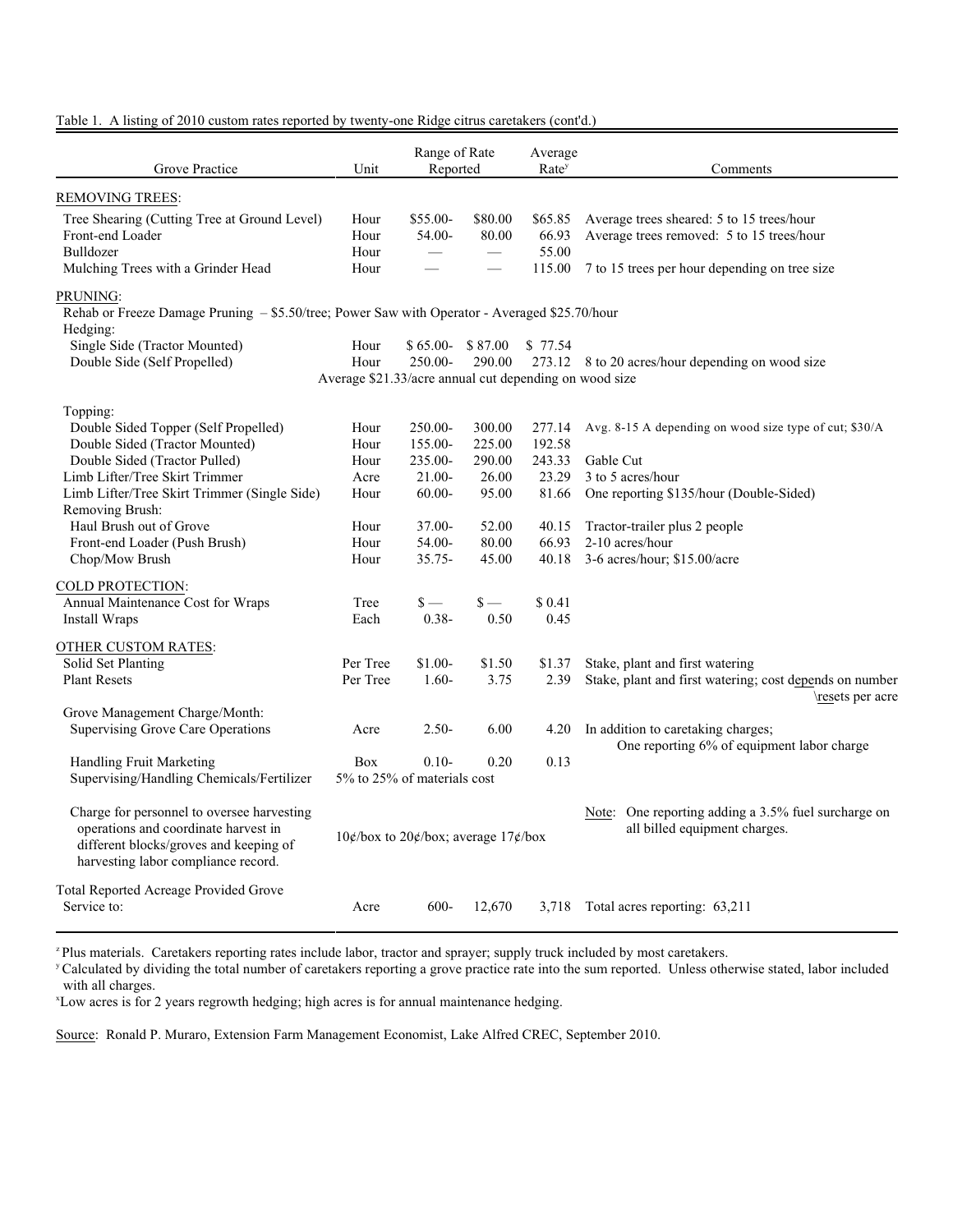Table 1. A listing of 2010 custom rates reported by twenty-one Ridge citrus caretakers (cont'd.)

| Grove Practice | Unit | Range of Rate Reported | | Average Rate[y] | Comments |
|---|---|---|---|---|---|
| REMOVING TREES: | | | | | |
| Tree Shearing (Cutting Tree at Ground Level) | Hour | $55.00- | $80.00 | $65.85 | Average trees sheared: 5 to 15 trees/hour |
| Front-end Loader | Hour | 54.00- | 80.00 | 66.93 | Average trees removed: 5 to 15 trees/hour |
| Bulldozer | Hour | — | — | 55.00 | |
| Mulching Trees with a Grinder Head | Hour | — | — | 115.00 | 7 to 15 trees per hour depending on tree size |
| PRUNING: | | | | | |
| Rehab or Freeze Damage Pruning – $5.50/tree; Power Saw with Operator - Averaged $25.70/hour | | | | | |
| Hedging: | | | | | |
| Single Side (Tractor Mounted) | Hour | $ 65.00- | $ 87.00 | $ 77.54 | |
| Double Side (Self Propelled) | Hour | 250.00- | 290.00 | 273.12 | 8 to 20 acres/hour depending on wood size |
| | Average $21.33/acre annual cut depending on wood size | | | | |
| Topping: | | | | | |
| Double Sided Topper (Self Propelled) | Hour | 250.00- | 300.00 | 277.14 | Avg. 8-15 A depending on wood size type of cut; $30/A |
| Double Sided (Tractor Mounted) | Hour | 155.00- | 225.00 | 192.58 | |
| Double Sided (Tractor Pulled) | Hour | 235.00- | 290.00 | 243.33 | Gable Cut |
| Limb Lifter/Tree Skirt Trimmer | Acre | 21.00- | 26.00 | 23.29 | 3 to 5 acres/hour |
| Limb Lifter/Tree Skirt Trimmer (Single Side) | Hour | 60.00- | 95.00 | 81.66 | One reporting $135/hour (Double-Sided) |
| Removing Brush: | | | | | |
| Haul Brush out of Grove | Hour | 37.00- | 52.00 | 40.15 | Tractor-trailer plus 2 people |
| Front-end Loader (Push Brush) | Hour | 54.00- | 80.00 | 66.93 | 2-10 acres/hour |
| Chop/Mow Brush | Hour | 35.75- | 45.00 | 40.18 | 3-6 acres/hour; $15.00/acre |
| COLD PROTECTION: | | | | | |
| Annual Maintenance Cost for Wraps | Tree | $ — | $ — | $ 0.41 | |
| Install Wraps | Each | 0.38- | 0.50 | 0.45 | |
| OTHER CUSTOM RATES: | | | | | |
| Solid Set Planting | Per Tree | $1.00- | $1.50 | $1.37 | Stake, plant and first watering |
| Plant Resets | Per Tree | 1.60- | 3.75 | 2.39 | Stake, plant and first watering; cost depends on number \resets per acre |
| Grove Management Charge/Month: | | | | | |
| Supervising Grove Care Operations | Acre | 2.50- | 6.00 | 4.20 | In addition to caretaking charges; One reporting 6% of equipment labor charge |
| Handling Fruit Marketing | Box | 0.10- | 0.20 | 0.13 | |
| Supervising/Handling Chemicals/Fertilizer | 5% to 25% of materials cost | | | | |
| Charge for personnel to oversee harvesting operations and coordinate harvest in different blocks/groves and keeping of harvesting labor compliance record. | 10¢/box to 20¢/box; average 17¢/box | | | | Note: One reporting adding a 3.5% fuel surcharge on all billed equipment charges. |
| Total Reported Acreage Provided Grove Service to: | Acre | 600- | 12,670 | 3,718 | Total acres reporting: 63,211 |

[z] Plus materials. Caretakers reporting rates include labor, tractor and sprayer; supply truck included by most caretakers.
[y] Calculated by dividing the total number of caretakers reporting a grove practice rate into the sum reported. Unless otherwise stated, labor included with all charges.
[x] Low acres is for 2 years regrowth hedging; high acres is for annual maintenance hedging.

Source: Ronald P. Muraro, Extension Farm Management Economist, Lake Alfred CREC, September 2010.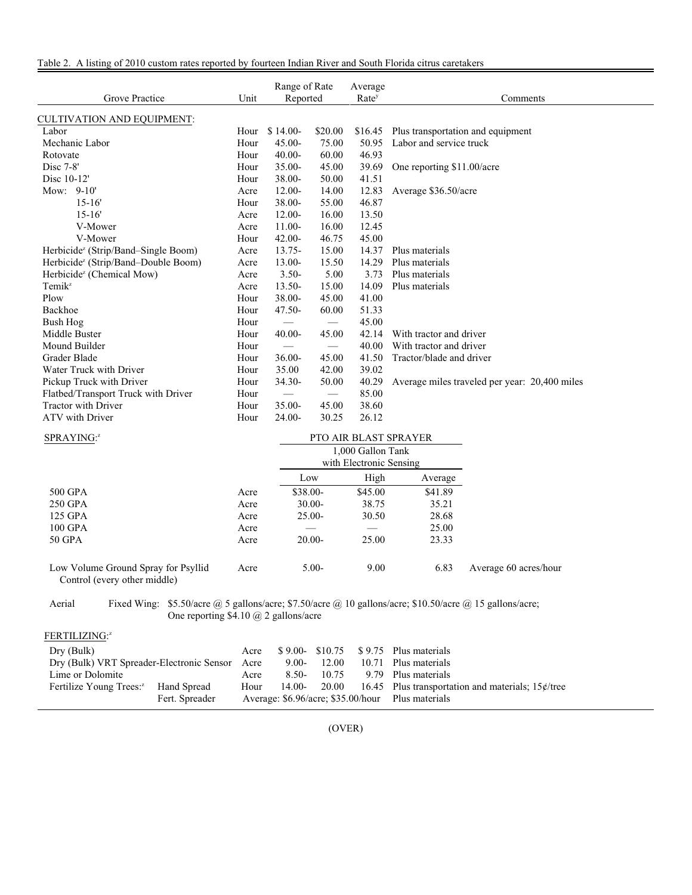Table 2. A listing of 2010 custom rates reported by fourteen Indian River and South Florida citrus caretakers

| Grove Practice | Unit | Range of Rate Reported | | Average Rate[y] | Comments |
|---|---|---|---|---|---|
| CULTIVATION AND EQUIPMENT: | | | | | |
| Labor | Hour | $ 14.00- | $20.00 | $16.45 | Plus transportation and equipment |
| Mechanic Labor | Hour | 45.00- | 75.00 | 50.95 | Labor and service truck |
| Rotovate | Hour | 40.00- | 60.00 | 46.93 | |
| Disc 7-8' | Hour | 35.00- | 45.00 | 39.69 | One reporting $11.00/acre |
| Disc 10-12' | Hour | 38.00- | 50.00 | 41.51 | |
| Mow: 9-10' | Acre | 12.00- | 14.00 | 12.83 | Average $36.50/acre |
| 15-16' | Hour | 38.00- | 55.00 | 46.87 | |
| 15-16' | Acre | 12.00- | 16.00 | 13.50 | |
| V-Mower | Acre | 11.00- | 16.00 | 12.45 | |
| V-Mower | Hour | 42.00- | 46.75 | 45.00 | |
| Herbicide[z] (Strip/Band–Single Boom) | Acre | 13.75- | 15.00 | 14.37 | Plus materials |
| Herbicide[z] (Strip/Band–Double Boom) | Acre | 13.00- | 15.50 | 14.29 | Plus materials |
| Herbicide[z] (Chemical Mow) | Acre | 3.50- | 5.00 | 3.73 | Plus materials |
| Temik[z] | Acre | 13.50- | 15.00 | 14.09 | Plus materials |
| Plow | Hour | 38.00- | 45.00 | 41.00 | |
| Backhoe | Hour | 47.50- | 60.00 | 51.33 | |
| Bush Hog | Hour | — | — | 45.00 | |
| Middle Buster | Hour | 40.00- | 45.00 | 42.14 | With tractor and driver |
| Mound Builder | Hour | — | — | 40.00 | With tractor and driver |
| Grader Blade | Hour | 36.00- | 45.00 | 41.50 | Tractor/blade and driver |
| Water Truck with Driver | Hour | 35.00 | 42.00 | 39.02 | |
| Pickup Truck with Driver | Hour | 34.30- | 50.00 | 40.29 | Average miles traveled per year: 20,400 miles |
| Flatbed/Transport Truck with Driver | Hour | — | — | 85.00 | |
| Tractor with Driver | Hour | 35.00- | 45.00 | 38.60 | |
| ATV with Driver | Hour | 24.00- | 30.25 | 26.12 | |

SPRAYING:[z]

| | | PTO AIR BLAST SPRAYER 1,000 Gallon Tank with Electronic Sensing | | | |
|---|---|---|---|---|---|
| | | Low | High | Average | |
| 500 GPA | Acre | $38.00- | $45.00 | $41.89 | |
| 250 GPA | Acre | 30.00- | 38.75 | 35.21 | |
| 125 GPA | Acre | 25.00- | 30.50 | 28.68 | |
| 100 GPA | Acre | — | — | 25.00 | |
| 50 GPA | Acre | 20.00- | 25.00 | 23.33 | |
| Low Volume Ground Spray for Psyllid Control (every other middle) | Acre | 5.00- | 9.00 | 6.83 | Average 60 acres/hour |

Aerial    Fixed Wing: $5.50/acre @ 5 gallons/acre; $7.50/acre @ 10 gallons/acre; $10.50/acre @ 15 gallons/acre; One reporting $4.10 @ 2 gallons/acre

FERTILIZING:[z]

| Grove Practice | Unit | Range of Rate Reported | | Average Rate | Comments |
|---|---|---|---|---|---|
| Dry (Bulk) | Acre | $ 9.00- | $10.75 | $ 9.75 | Plus materials |
| Dry (Bulk) VRT Spreader-Electronic Sensor | Acre | 9.00- | 12.00 | 10.71 | Plus materials |
| Lime or Dolomite | Acre | 8.50- | 10.75 | 9.79 | Plus materials |
| Fertilize Young Trees:[z] Hand Spread | Hour | 14.00- | 20.00 | 16.45 | Plus transportation and materials; 15¢/tree |
| Fert. Spreader | | Average: $6.96/acre; $35.00/hour | | | Plus materials |

(OVER)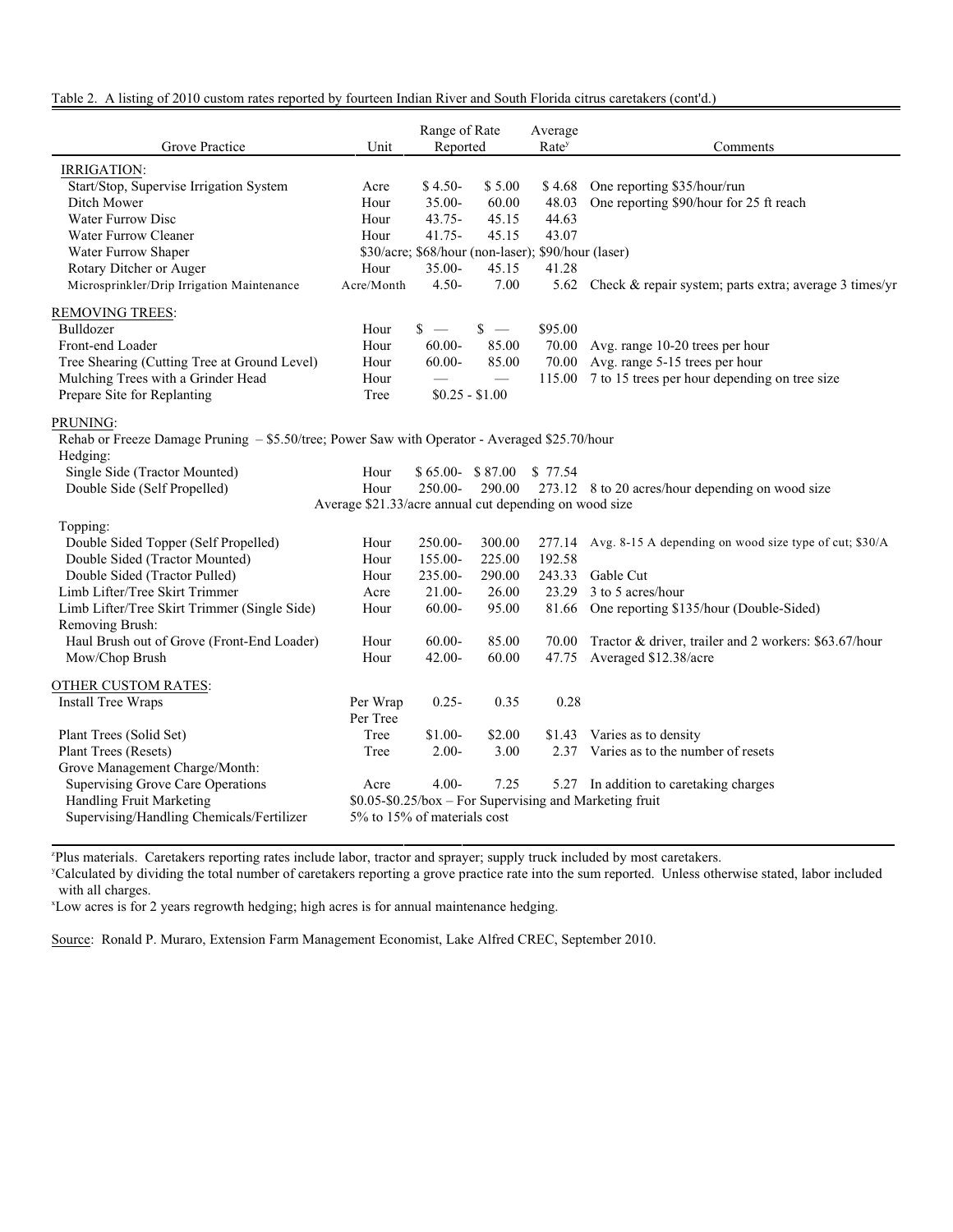Table 2. A listing of 2010 custom rates reported by fourteen Indian River and South Florida citrus caretakers (cont'd.)

| Grove Practice | Unit | Range of Rate Reported | | Average Rate[y] | Comments |
|---|---|---|---|---|---|
| IRRIGATION: | | | | | |
| Start/Stop, Supervise Irrigation System | Acre | $ 4.50- | $ 5.00 | $ 4.68 | One reporting $35/hour/run |
| Ditch Mower | Hour | 35.00- | 60.00 | 48.03 | One reporting $90/hour for 25 ft reach |
| Water Furrow Disc | Hour | 43.75- | 45.15 | 44.63 | |
| Water Furrow Cleaner | Hour | 41.75- | 45.15 | 43.07 | |
| Water Furrow Shaper | $30/acre; $68/hour (non-laser); $90/hour (laser) | | | | |
| Rotary Ditcher or Auger | Hour | 35.00- | 45.15 | 41.28 | |
| Microsprinkler/Drip Irrigation Maintenance | Acre/Month | 4.50- | 7.00 | 5.62 | Check & repair system; parts extra; average 3 times/yr |
| REMOVING TREES: | | | | | |
| Bulldozer | Hour | $ — | $ — | $95.00 | |
| Front-end Loader | Hour | 60.00- | 85.00 | 70.00 | Avg. range 10-20 trees per hour |
| Tree Shearing (Cutting Tree at Ground Level) | Hour | 60.00- | 85.00 | 70.00 | Avg. range 5-15 trees per hour |
| Mulching Trees with a Grinder Head | Hour | — | — | 115.00 | 7 to 15 trees per hour depending on tree size |
| Prepare Site for Replanting | Tree | $0.25 - $1.00 | | | |
| PRUNING: | | | | | |
| Rehab or Freeze Damage Pruning – $5.50/tree; Power Saw with Operator - Averaged $25.70/hour | | | | | |
| Hedging: | | | | | |
| Single Side (Tractor Mounted) | Hour | $ 65.00- | $ 87.00 | $ 77.54 | |
| Double Side (Self Propelled) | Hour | 250.00- | 290.00 | 273.12 | 8 to 20 acres/hour depending on wood size |
| | Average $21.33/acre annual cut depending on wood size | | | | |
| Topping: | | | | | |
| Double Sided Topper (Self Propelled) | Hour | 250.00- | 300.00 | 277.14 | Avg. 8-15 A depending on wood size type of cut; $30/A |
| Double Sided (Tractor Mounted) | Hour | 155.00- | 225.00 | 192.58 | |
| Double Sided (Tractor Pulled) | Hour | 235.00- | 290.00 | 243.33 | Gable Cut |
| Limb Lifter/Tree Skirt Trimmer | Acre | 21.00- | 26.00 | 23.29 | 3 to 5 acres/hour |
| Limb Lifter/Tree Skirt Trimmer (Single Side) | Hour | 60.00- | 95.00 | 81.66 | One reporting $135/hour (Double-Sided) |
| Removing Brush: | | | | | |
| Haul Brush out of Grove (Front-End Loader) | Hour | 60.00- | 85.00 | 70.00 | Tractor & driver, trailer and 2 workers: $63.67/hour |
| Mow/Chop Brush | Hour | 42.00- | 60.00 | 47.75 | Averaged $12.38/acre |
| OTHER CUSTOM RATES: | | | | | |
| Install Tree Wraps | Per Wrap Per Tree | 0.25- | 0.35 | 0.28 | |
| Plant Trees (Solid Set) | Tree | $1.00- | $2.00 | $1.43 | Varies as to density |
| Plant Trees (Resets) | Tree | 2.00- | 3.00 | 2.37 | Varies as to the number of resets |
| Grove Management Charge/Month: | | | | | |
| Supervising Grove Care Operations | Acre | 4.00- | 7.25 | 5.27 | In addition to caretaking charges |
| Handling Fruit Marketing | $0.05-$0.25/box – For Supervising and Marketing fruit | | | | |
| Supervising/Handling Chemicals/Fertilizer | 5% to 15% of materials cost | | | | |

[z]Plus materials. Caretakers reporting rates include labor, tractor and sprayer; supply truck included by most caretakers.
[y]Calculated by dividing the total number of caretakers reporting a grove practice rate into the sum reported. Unless otherwise stated, labor included with all charges.
[x]Low acres is for 2 years regrowth hedging; high acres is for annual maintenance hedging.

Source: Ronald P. Muraro, Extension Farm Management Economist, Lake Alfred CREC, September 2010.